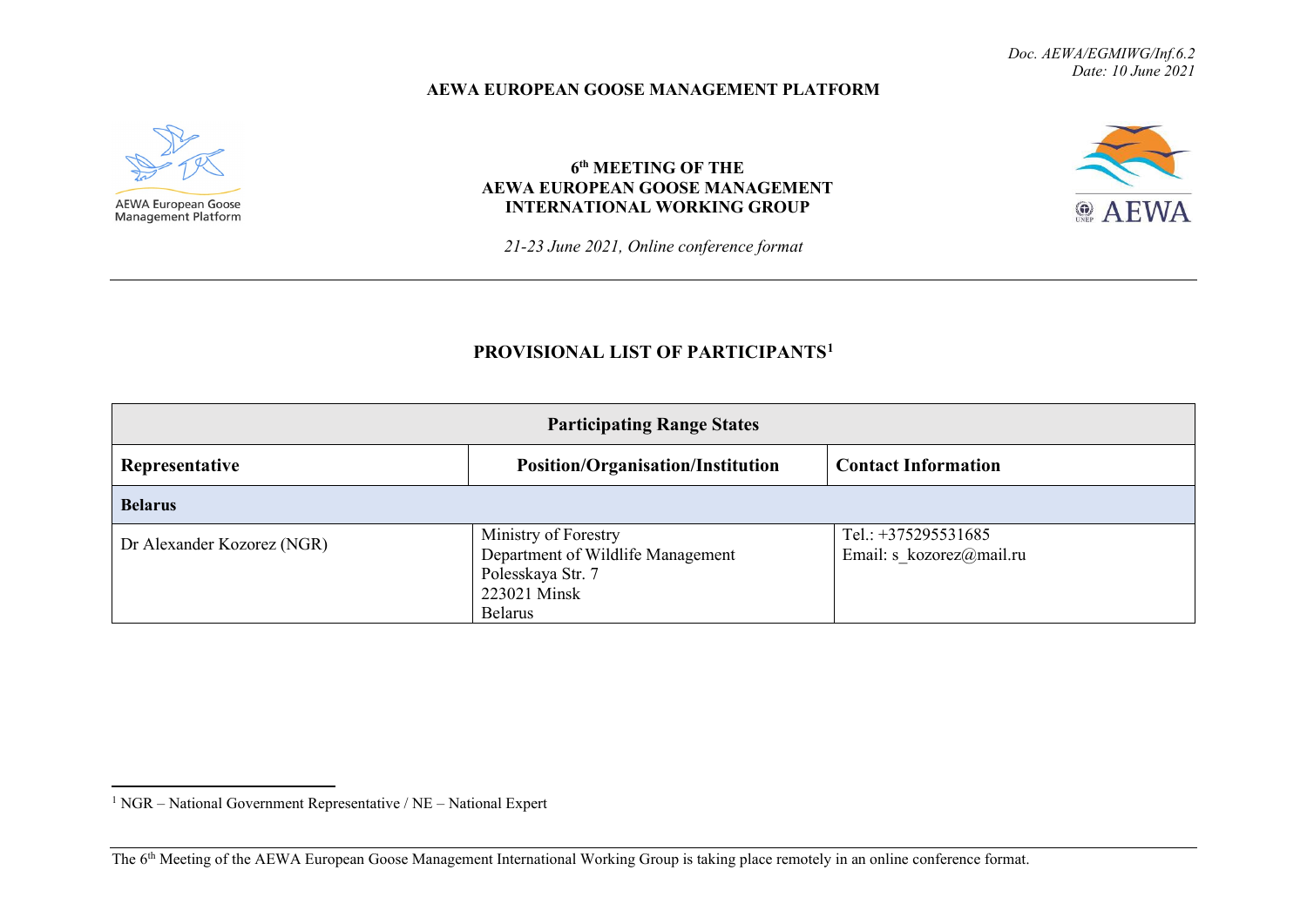*Doc. AEWA/EGMIWG/Inf.6.2*
*Date: 10 June 2021*

**AEWA EUROPEAN GOOSE MANAGEMENT PLATFORM**

AEWA European Goose Management Platform

## 6th MEETING OF THE AEWA EUROPEAN GOOSE MANAGEMENT INTERNATIONAL WORKING GROUP

*21-23 June 2021, Online conference format*

AEWA

# PROVISIONAL LIST OF PARTICIPANTS[1]

| Participating Range States | | |
|---|---|---|
| **Representative** | **Position/Organisation/Institution** | **Contact Information** |
| **Belarus** | | |
| Dr Alexander Kozorez (NGR) | Ministry of Forestry<br>Department of Wildlife Management<br>Polesskaya Str. 7<br>223021 Minsk<br>Belarus | Tel.: +375295531685<br>Email: s_kozorez@mail.ru |

[1] NGR – National Government Representative / NE – National Expert

The 6th Meeting of the AEWA European Goose Management International Working Group is taking place remotely in an online conference format.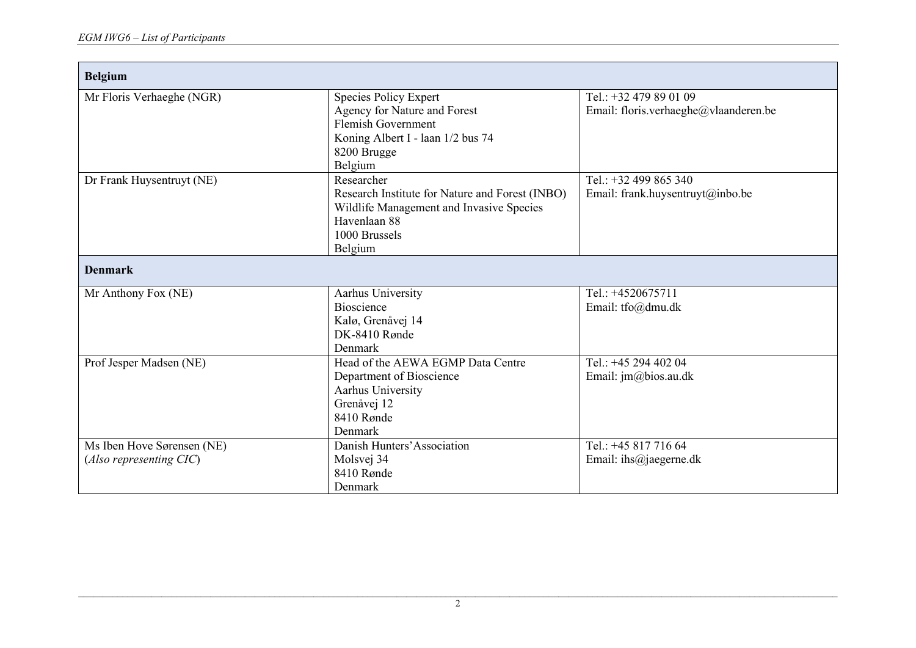| | | |
|---|---|---|
| **Belgium** | | |
| Mr Floris Verhaeghe (NGR) | Species Policy Expert<br>Agency for Nature and Forest<br>Flemish Government<br>Koning Albert I - laan 1/2 bus 74<br>8200 Brugge<br>Belgium | Tel.: +32 479 89 01 09<br>Email: floris.verhaeghe@vlaanderen.be |
| Dr Frank Huysentruyt (NE) | Researcher<br>Research Institute for Nature and Forest (INBO)<br>Wildlife Management and Invasive Species<br>Havenlaan 88<br>1000 Brussels<br>Belgium | Tel.: +32 499 865 340<br>Email: frank.huysentruyt@inbo.be |
| **Denmark** | | |
| Mr Anthony Fox (NE) | Aarhus University<br>Bioscience<br>Kalø, Grenåvej 14<br>DK-8410 Rønde<br>Denmark | Tel.: +4520675711<br>Email: tfo@dmu.dk |
| Prof Jesper Madsen (NE) | Head of the AEWA EGMP Data Centre<br>Department of Bioscience<br>Aarhus University<br>Grenåvej 12<br>8410 Rønde<br>Denmark | Tel.: +45 294 402 04<br>Email: jm@bios.au.dk |
| Ms Iben Hove Sørensen (NE)<br>(*Also representing CIC*) | Danish Hunters'Association<br>Molsvej 34<br>8410 Rønde<br>Denmark | Tel.: +45 817 716 64<br>Email: ihs@jaegerne.dk |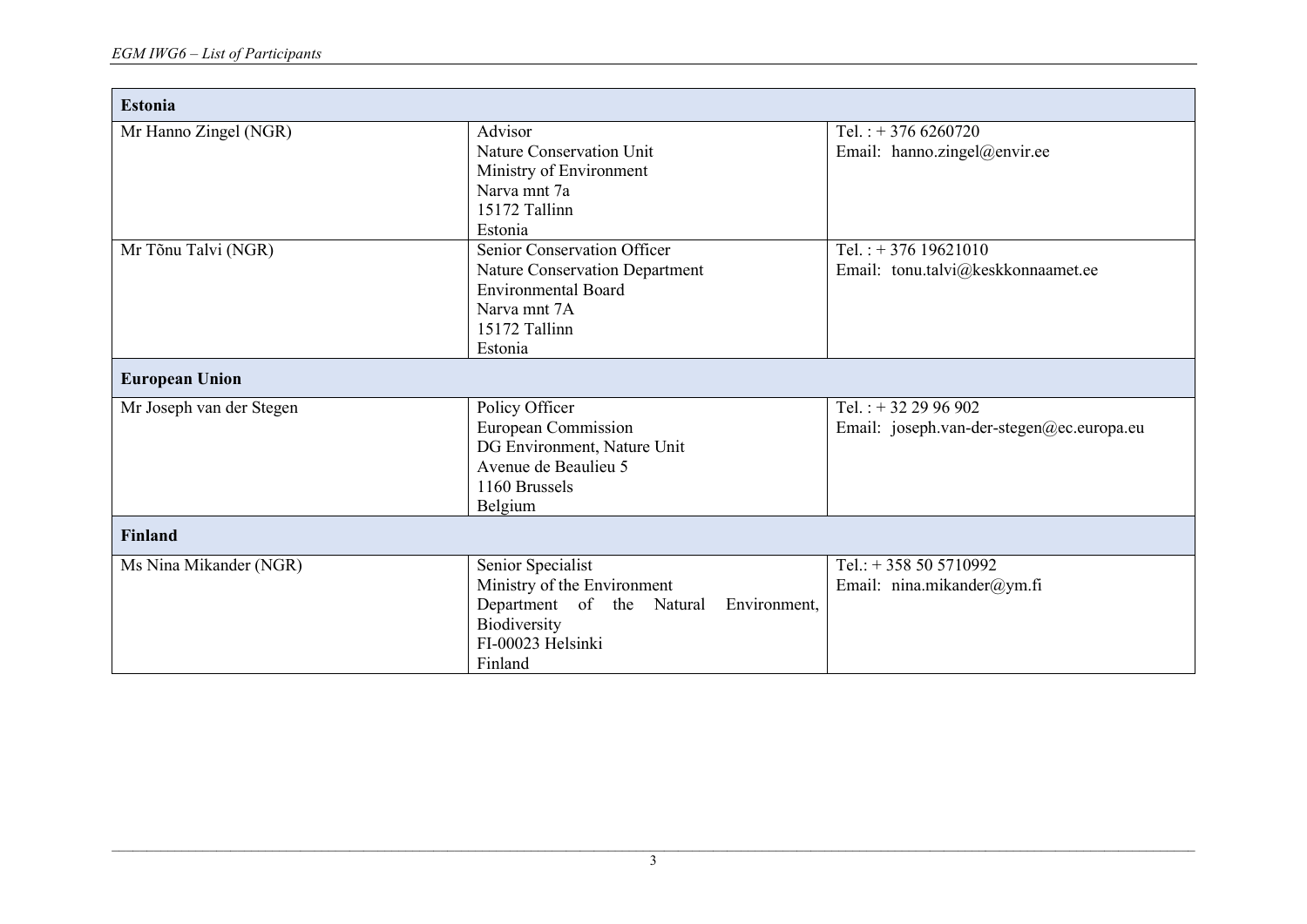| | | |
|---|---|---|
| **Estonia** | | |
| Mr Hanno Zingel (NGR) | Advisor<br>Nature Conservation Unit<br>Ministry of Environment<br>Narva mnt 7a<br>15172 Tallinn<br>Estonia | Tel. : + 376 6260720<br>Email: hanno.zingel@envir.ee |
| Mr Tõnu Talvi (NGR) | Senior Conservation Officer<br>Nature Conservation Department<br>Environmental Board<br>Narva mnt 7A<br>15172 Tallinn<br>Estonia | Tel. : + 376 19621010<br>Email: tonu.talvi@keskkonnaamet.ee |
| **European Union** | | |
| Mr Joseph van der Stegen | Policy Officer<br>European Commission<br>DG Environment, Nature Unit<br>Avenue de Beaulieu 5<br>1160 Brussels<br>Belgium | Tel. : + 32 29 96 902<br>Email: joseph.van-der-stegen@ec.europa.eu |
| **Finland** | | |
| Ms Nina Mikander (NGR) | Senior Specialist<br>Ministry of the Environment<br>Department of the Natural Environment, Biodiversity<br>FI-00023 Helsinki<br>Finland | Tel.: + 358 50 5710992<br>Email: nina.mikander@ym.fi |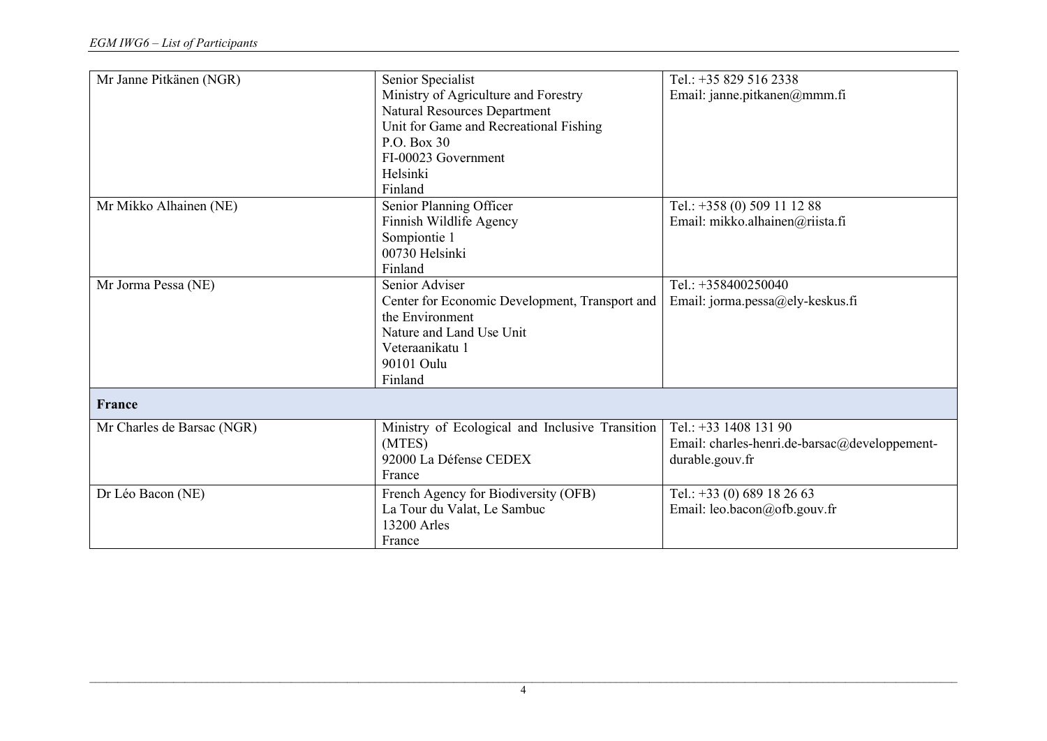| | | |
|---|---|---|
| Mr Janne Pitkänen (NGR) | Senior Specialist<br>Ministry of Agriculture and Forestry<br>Natural Resources Department<br>Unit for Game and Recreational Fishing<br>P.O. Box 30<br>FI-00023 Government<br>Helsinki<br>Finland | Tel.: +35 829 516 2338<br>Email: janne.pitkanen@mmm.fi |
| Mr Mikko Alhainen (NE) | Senior Planning Officer<br>Finnish Wildlife Agency<br>Sompiontie 1<br>00730 Helsinki<br>Finland | Tel.: +358 (0) 509 11 12 88<br>Email: mikko.alhainen@riista.fi |
| Mr Jorma Pessa (NE) | Senior Adviser<br>Center for Economic Development, Transport and the Environment<br>Nature and Land Use Unit<br>Veteraanikatu 1<br>90101 Oulu<br>Finland | Tel.: +358400250040<br>Email: jorma.pessa@ely-keskus.fi |
| **France** | | |
| Mr Charles de Barsac (NGR) | Ministry of Ecological and Inclusive Transition (MTES)<br>92000 La Défense CEDEX<br>France | Tel.: +33 1408 131 90<br>Email: charles-henri.de-barsac@developpement-durable.gouv.fr |
| Dr Léo Bacon (NE) | French Agency for Biodiversity (OFB)<br>La Tour du Valat, Le Sambuc<br>13200 Arles<br>France | Tel.: +33 (0) 689 18 26 63<br>Email: leo.bacon@ofb.gouv.fr |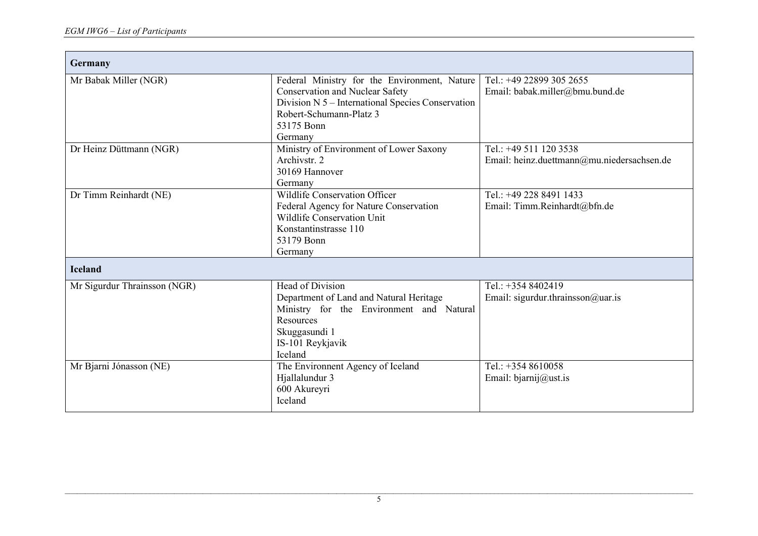| | | |
|---|---|---|
| **Germany** | | |
| Mr Babak Miller (NGR) | Federal Ministry for the Environment, Nature Conservation and Nuclear Safety<br>Division N 5 – International Species Conservation<br>Robert-Schumann-Platz 3<br>53175 Bonn<br>Germany | Tel.: +49 22899 305 2655<br>Email: babak.miller@bmu.bund.de |
| Dr Heinz Düttmann (NGR) | Ministry of Environment of Lower Saxony<br>Archivstr. 2<br>30169 Hannover<br>Germany | Tel.: +49 511 120 3538<br>Email: heinz.duettmann@mu.niedersachsen.de |
| Dr Timm Reinhardt (NE) | Wildlife Conservation Officer<br>Federal Agency for Nature Conservation<br>Wildlife Conservation Unit<br>Konstantinstrasse 110<br>53179 Bonn<br>Germany | Tel.: +49 228 8491 1433<br>Email: Timm.Reinhardt@bfn.de |
| **Iceland** | | |
| Mr Sigurdur Thrainsson (NGR) | Head of Division<br>Department of Land and Natural Heritage<br>Ministry for the Environment and Natural Resources<br>Skuggasundi 1<br>IS-101 Reykjavik<br>Iceland | Tel.: +354 8402419<br>Email: sigurdur.thrainsson@uar.is |
| Mr Bjarni Jónasson (NE) | The Environnent Agency of Iceland<br>Hjallalundur 3<br>600 Akureyri<br>Iceland | Tel.: +354 8610058<br>Email: bjarnij@ust.is |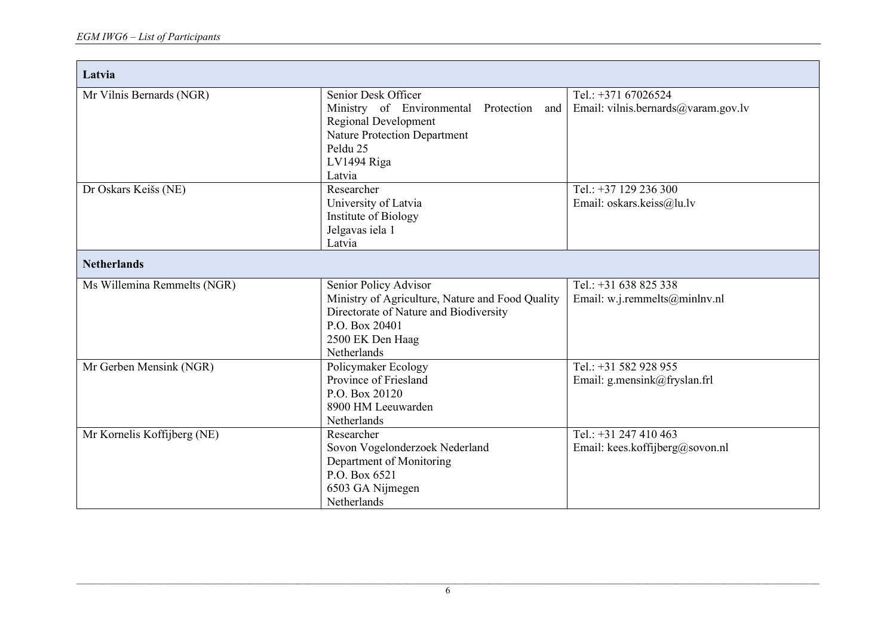| | | |
|---|---|---|
| **Latvia** | | |
| Mr Vilnis Bernards (NGR) | Senior Desk Officer<br>Ministry of Environmental Protection and Regional Development<br>Nature Protection Department<br>Peldu 25<br>LV1494 Riga<br>Latvia | Tel.: +371 67026524<br>Email: vilnis.bernards@varam.gov.lv |
| Dr Oskars Keišs (NE) | Researcher<br>University of Latvia<br>Institute of Biology<br>Jelgavas iela 1<br>Latvia | Tel.: +37 129 236 300<br>Email: oskars.keiss@lu.lv |
| **Netherlands** | | |
| Ms Willemina Remmelts (NGR) | Senior Policy Advisor<br>Ministry of Agriculture, Nature and Food Quality<br>Directorate of Nature and Biodiversity<br>P.O. Box 20401<br>2500 EK Den Haag<br>Netherlands | Tel.: +31 638 825 338<br>Email: w.j.remmelts@minlnv.nl |
| Mr Gerben Mensink (NGR) | Policymaker Ecology<br>Province of Friesland<br>P.O. Box 20120<br>8900 HM Leeuwarden<br>Netherlands | Tel.: +31 582 928 955<br>Email: g.mensink@fryslan.frl |
| Mr Kornelis Koffijberg (NE) | Researcher<br>Sovon Vogelonderzoek Nederland<br>Department of Monitoring<br>P.O. Box 6521<br>6503 GA Nijmegen<br>Netherlands | Tel.: +31 247 410 463<br>Email: kees.koffijberg@sovon.nl |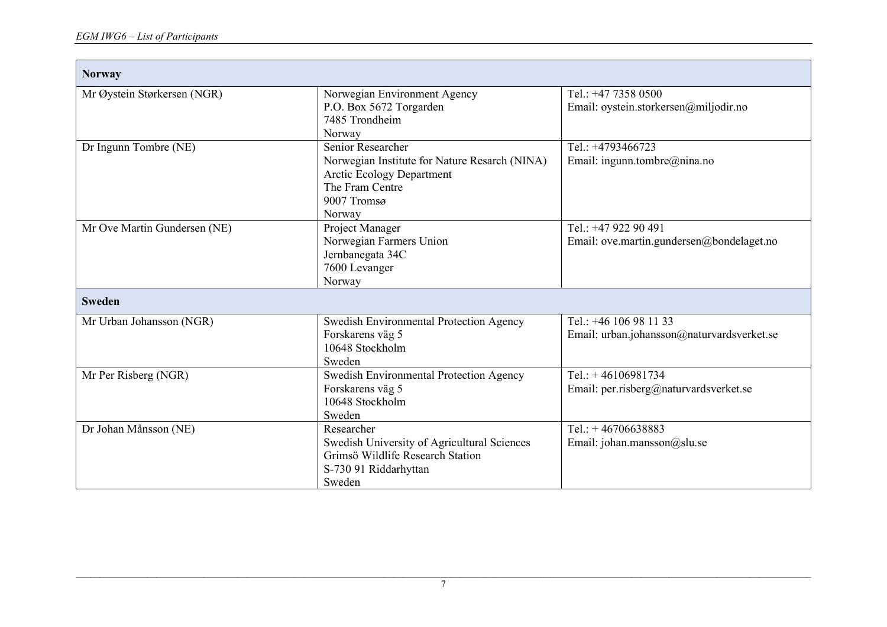| | | |
|---|---|---|
| **Norway** | | |
| Mr Øystein Størkersen (NGR) | Norwegian Environment Agency<br>P.O. Box 5672 Torgarden<br>7485 Trondheim<br>Norway | Tel.: +47 7358 0500<br>Email: oystein.storkersen@miljodir.no |
| Dr Ingunn Tombre (NE) | Senior Researcher<br>Norwegian Institute for Nature Resarch (NINA)<br>Arctic Ecology Department<br>The Fram Centre<br>9007 Tromsø<br>Norway | Tel.: +4793466723<br>Email: ingunn.tombre@nina.no |
| Mr Ove Martin Gundersen (NE) | Project Manager<br>Norwegian Farmers Union<br>Jernbanegata 34C<br>7600 Levanger<br>Norway | Tel.: +47 922 90 491<br>Email: ove.martin.gundersen@bondelaget.no |
| **Sweden** | | |
| Mr Urban Johansson (NGR) | Swedish Environmental Protection Agency<br>Forskarens väg 5<br>10648 Stockholm<br>Sweden | Tel.: +46 106 98 11 33<br>Email: urban.johansson@naturvardsverket.se |
| Mr Per Risberg (NGR) | Swedish Environmental Protection Agency<br>Forskarens väg 5<br>10648 Stockholm<br>Sweden | Tel.: + 46106981734<br>Email: per.risberg@naturvardsverket.se |
| Dr Johan Månsson (NE) | Researcher<br>Swedish University of Agricultural Sciences<br>Grimsö Wildlife Research Station<br>S-730 91 Riddarhyttan<br>Sweden | Tel.: + 46706638883<br>Email: johan.mansson@slu.se |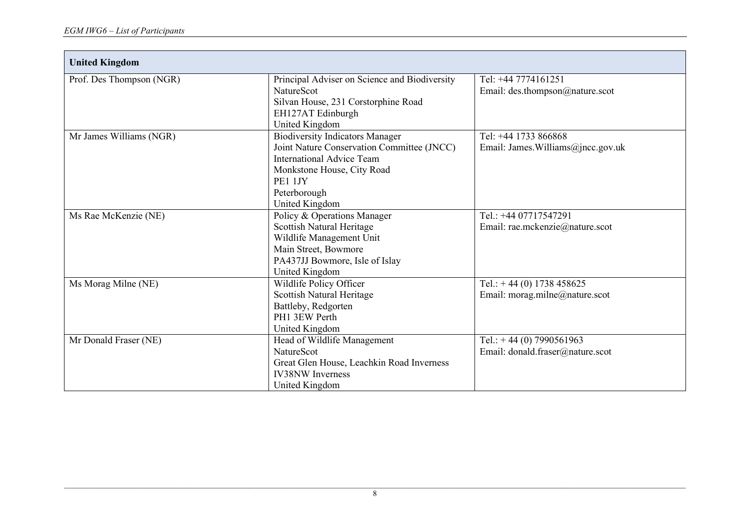| United Kingdom | | |
|---|---|---|
| Prof. Des Thompson (NGR) | Principal Adviser on Science and Biodiversity<br>NatureScot<br>Silvan House, 231 Corstorphine Road<br>EH127AT Edinburgh<br>United Kingdom | Tel: +44 7774161251<br>Email: des.thompson@nature.scot |
| Mr James Williams (NGR) | Biodiversity Indicators Manager<br>Joint Nature Conservation Committee (JNCC)<br>International Advice Team<br>Monkstone House, City Road<br>PE1 1JY<br>Peterborough<br>United Kingdom | Tel: +44 1733 866868<br>Email: James.Williams@jncc.gov.uk |
| Ms Rae McKenzie (NE) | Policy & Operations Manager<br>Scottish Natural Heritage<br>Wildlife Management Unit<br>Main Street, Bowmore<br>PA437JJ Bowmore, Isle of Islay<br>United Kingdom | Tel.: +44 07717547291<br>Email: rae.mckenzie@nature.scot |
| Ms Morag Milne (NE) | Wildlife Policy Officer<br>Scottish Natural Heritage<br>Battleby, Redgorten<br>PH1 3EW Perth<br>United Kingdom | Tel.: + 44 (0) 1738 458625<br>Email: morag.milne@nature.scot |
| Mr Donald Fraser (NE) | Head of Wildlife Management<br>NatureScot<br>Great Glen House, Leachkin Road Inverness<br>IV38NW Inverness<br>United Kingdom | Tel.: + 44 (0) 7990561963<br>Email: donald.fraser@nature.scot |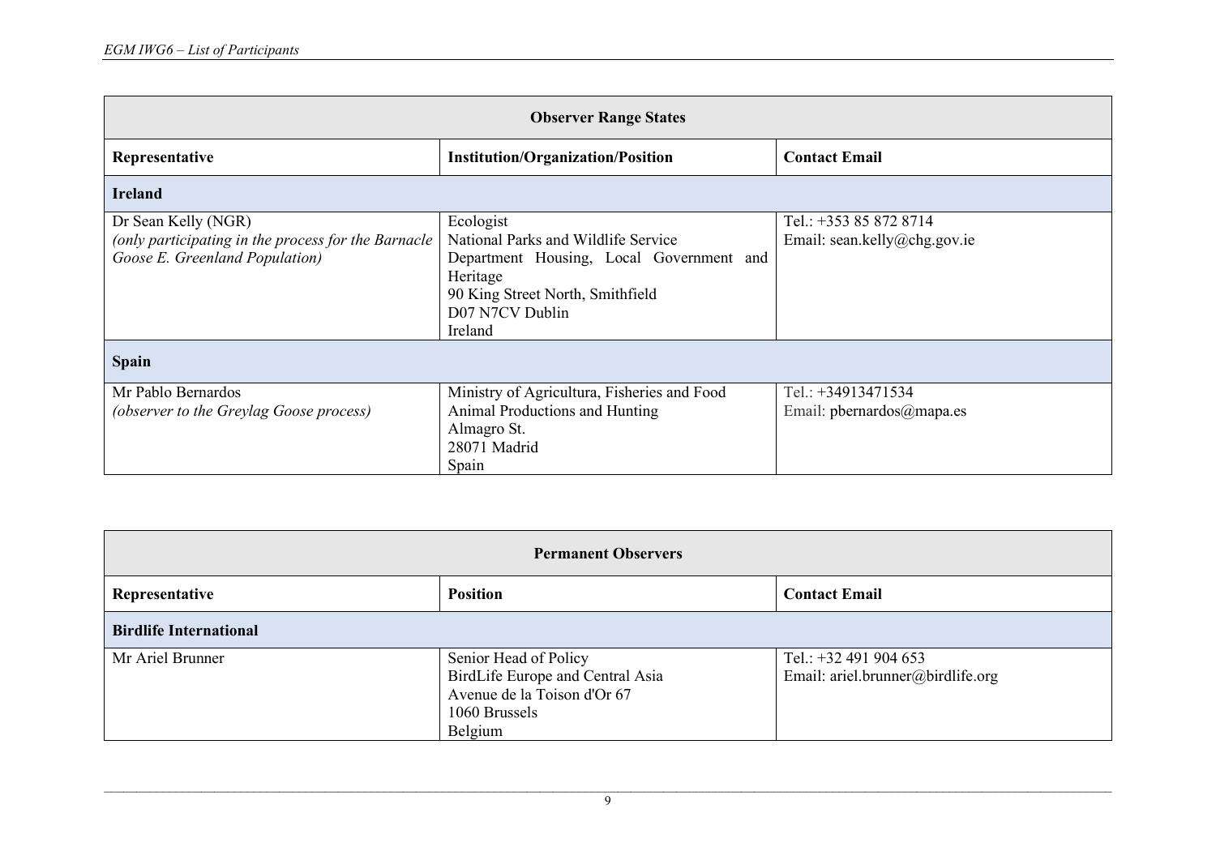| Observer Range States | | |
|---|---|---|
| **Representative** | **Institution/Organization/Position** | **Contact Email** |
| **Ireland** | | |
| Dr Sean Kelly (NGR)<br>*(only participating in the process for the Barnacle Goose E. Greenland Population)* | Ecologist<br>National Parks and Wildlife Service<br>Department Housing, Local Government and Heritage<br>90 King Street North, Smithfield<br>D07 N7CV Dublin<br>Ireland | Tel.: +353 85 872 8714<br>Email: sean.kelly@chg.gov.ie |
| **Spain** | | |
| Mr Pablo Bernardos<br>*(observer to the Greylag Goose process)* | Ministry of Agricultura, Fisheries and Food<br>Animal Productions and Hunting<br>Almagro St.<br>28071 Madrid<br>Spain | Tel.: +34913471534<br>Email: pbernardos@mapa.es |

| Permanent Observers | | |
|---|---|---|
| **Representative** | **Position** | **Contact Email** |
| **Birdlife International** | | |
| Mr Ariel Brunner | Senior Head of Policy<br>BirdLife Europe and Central Asia<br>Avenue de la Toison d'Or 67<br>1060 Brussels<br>Belgium | Tel.: +32 491 904 653<br>Email: ariel.brunner@birdlife.org |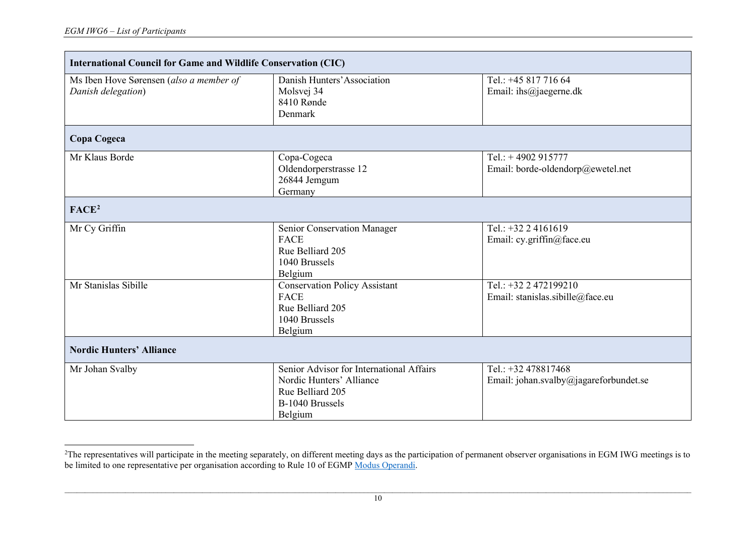| International Council for Game and Wildlife Conservation (CIC) | | |
|---|---|---|
| Ms Iben Hove Sørensen (*also a member of Danish delegation*) | Danish Hunters' Association<br>Molsvej 34<br>8410 Rønde<br>Denmark | Tel.: +45 817 716 64<br>Email: ihs@jaegerne.dk |
| **Copa Cogeca** | | |
| Mr Klaus Borde | Copa-Cogeca<br>Oldendorperstrasse 12<br>26844 Jemgum<br>Germany | Tel.: + 4902 915777<br>Email: borde-oldendorp@ewetel.net |
| **FACE**[2] | | |
| Mr Cy Griffin | Senior Conservation Manager<br>FACE<br>Rue Belliard 205<br>1040 Brussels<br>Belgium | Tel.: +32 2 4161619<br>Email: cy.griffin@face.eu |
| Mr Stanislas Sibille | Conservation Policy Assistant<br>FACE<br>Rue Belliard 205<br>1040 Brussels<br>Belgium | Tel.: +32 2 472199210<br>Email: stanislas.sibille@face.eu |
| **Nordic Hunters' Alliance** | | |
| Mr Johan Svalby | Senior Advisor for International Affairs<br>Nordic Hunters' Alliance<br>Rue Belliard 205<br>B-1040 Brussels<br>Belgium | Tel.: +32 478817468<br>Email: johan.svalby@jagareforbundet.se |

[2]The representatives will participate in the meeting separately, on different meeting days as the participation of permanent observer organisations in EGM IWG meetings is to be limited to one representative per organisation according to Rule 10 of EGMP Modus Operandi.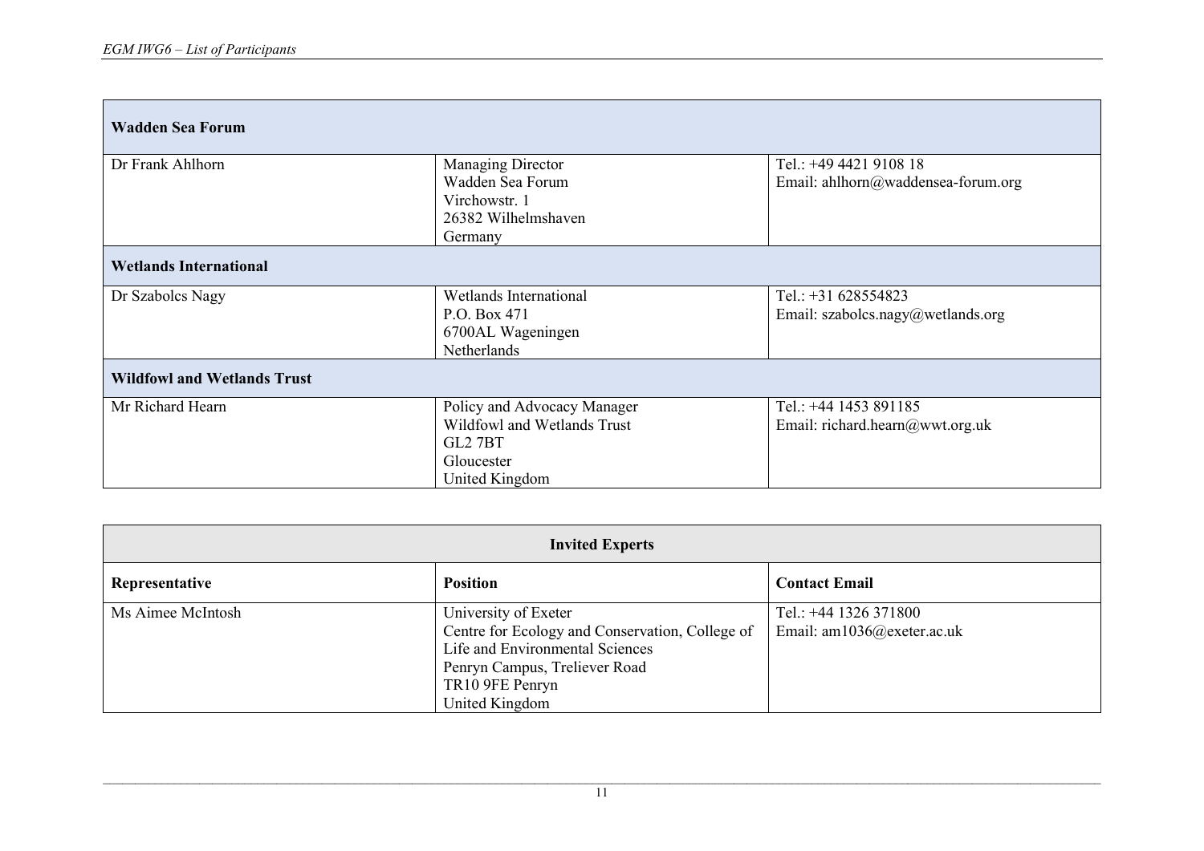| | | |
|---|---|---|
| **Wadden Sea Forum** | | |
| Dr Frank Ahlhorn | Managing Director<br>Wadden Sea Forum<br>Virchowstr. 1<br>26382 Wilhelmshaven<br>Germany | Tel.: +49 4421 9108 18<br>Email: ahlhorn@waddensea-forum.org |
| **Wetlands International** | | |
| Dr Szabolcs Nagy | Wetlands International<br>P.O. Box 471<br>6700AL Wageningen<br>Netherlands | Tel.: +31 628554823<br>Email: szabolcs.nagy@wetlands.org |
| **Wildfowl and Wetlands Trust** | | |
| Mr Richard Hearn | Policy and Advocacy Manager<br>Wildfowl and Wetlands Trust<br>GL2 7BT<br>Gloucester<br>United Kingdom | Tel.: +44 1453 891185<br>Email: richard.hearn@wwt.org.uk |

| **Invited Experts** | | |
|---|---|---|
| **Representative** | **Position** | **Contact Email** |
| Ms Aimee McIntosh | University of Exeter<br>Centre for Ecology and Conservation, College of Life and Environmental Sciences<br>Penryn Campus, Treliever Road<br>TR10 9FE Penryn<br>United Kingdom | Tel.: +44 1326 371800<br>Email: am1036@exeter.ac.uk |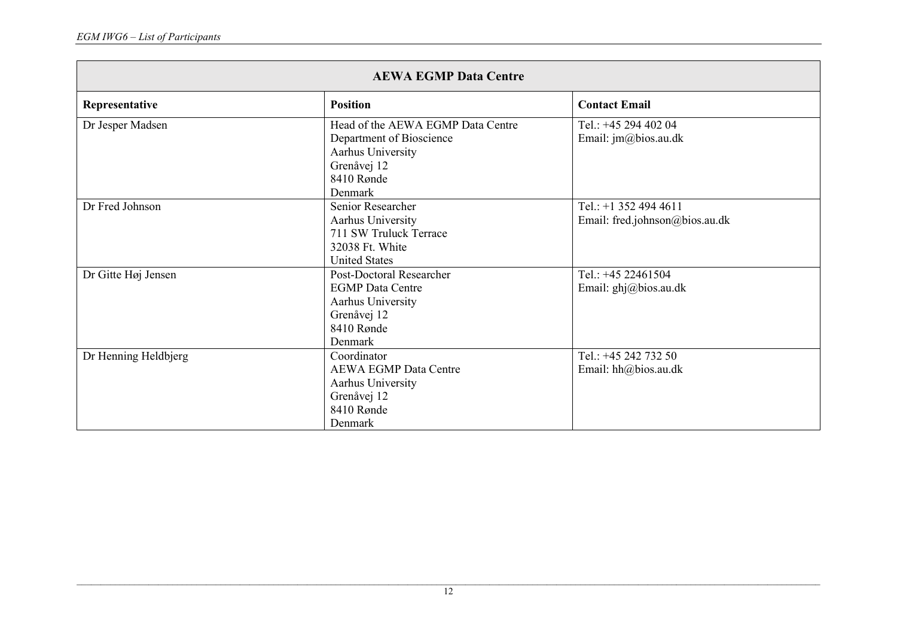| AEWA EGMP Data Centre | | |
| --- | --- | --- |
| **Representative** | **Position** | **Contact Email** |
| Dr Jesper Madsen | Head of the AEWA EGMP Data Centre<br>Department of Bioscience<br>Aarhus University<br>Grenåvej 12<br>8410 Rønde<br>Denmark | Tel.: +45 294 402 04<br>Email: jm@bios.au.dk |
| Dr Fred Johnson | Senior Researcher<br>Aarhus University<br>711 SW Truluck Terrace<br>32038 Ft. White<br>United States | Tel.: +1 352 494 4611<br>Email: fred.johnson@bios.au.dk |
| Dr Gitte Høj Jensen | Post-Doctoral Researcher<br>EGMP Data Centre<br>Aarhus University<br>Grenåvej 12<br>8410 Rønde<br>Denmark | Tel.: +45 22461504<br>Email: ghj@bios.au.dk |
| Dr Henning Heldbjerg | Coordinator<br>AEWA EGMP Data Centre<br>Aarhus University<br>Grenåvej 12<br>8410 Rønde<br>Denmark | Tel.: +45 242 732 50<br>Email: hh@bios.au.dk |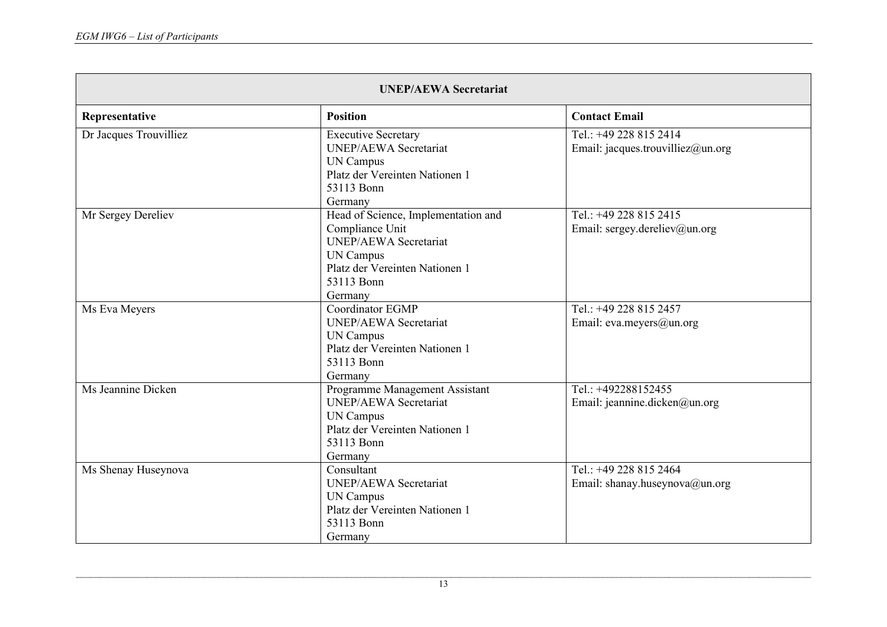| UNEP/AEWA Secretariat | | |
|---|---|---|
| **Representative** | **Position** | **Contact Email** |
| Dr Jacques Trouvilliez | Executive Secretary<br>UNEP/AEWA Secretariat<br>UN Campus<br>Platz der Vereinten Nationen 1<br>53113 Bonn<br>Germany | Tel.: +49 228 815 2414<br>Email: jacques.trouvilliez@un.org |
| Mr Sergey Dereliev | Head of Science, Implementation and Compliance Unit<br>UNEP/AEWA Secretariat<br>UN Campus<br>Platz der Vereinten Nationen 1<br>53113 Bonn<br>Germany | Tel.: +49 228 815 2415<br>Email: sergey.dereliev@un.org |
| Ms Eva Meyers | Coordinator EGMP<br>UNEP/AEWA Secretariat<br>UN Campus<br>Platz der Vereinten Nationen 1<br>53113 Bonn<br>Germany | Tel.: +49 228 815 2457<br>Email: eva.meyers@un.org |
| Ms Jeannine Dicken | Programme Management Assistant<br>UNEP/AEWA Secretariat<br>UN Campus<br>Platz der Vereinten Nationen 1<br>53113 Bonn<br>Germany | Tel.: +492288152455<br>Email: jeannine.dicken@un.org |
| Ms Shenay Huseynova | Consultant<br>UNEP/AEWA Secretariat<br>UN Campus<br>Platz der Vereinten Nationen 1<br>53113 Bonn<br>Germany | Tel.: +49 228 815 2464<br>Email: shanay.huseynova@un.org |